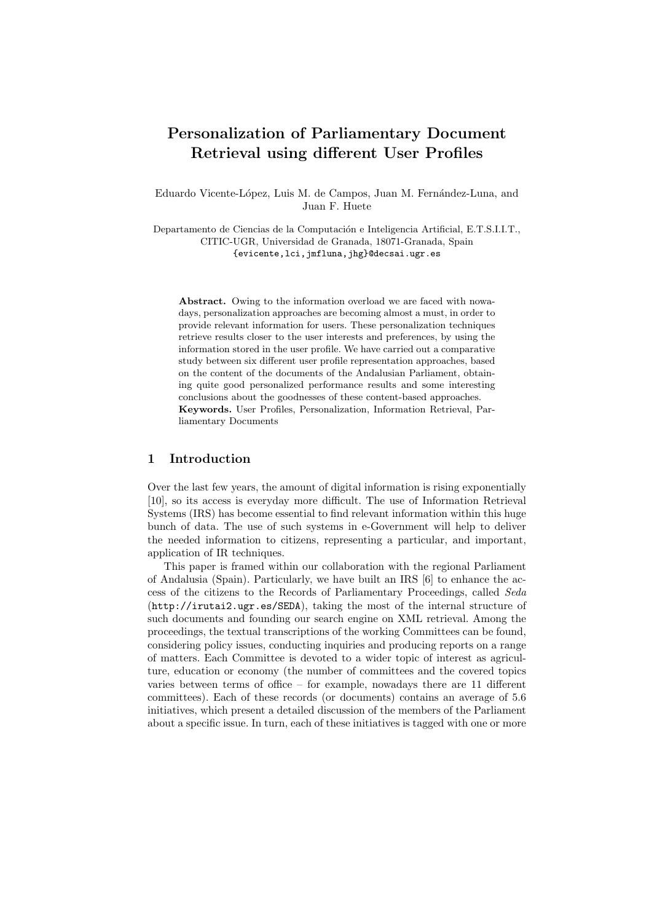# Personalization of Parliamentary Document Retrieval using different User Profiles

Eduardo Vicente-López, Luis M. de Campos, Juan M. Fernández-Luna, and Juan F. Huete

Departamento de Ciencias de la Computación e Inteligencia Artificial, E.T.S.I.I.T., CITIC-UGR, Universidad de Granada, 18071-Granada, Spain
{evicente,lci,jmfluna,jhg}@decsai.ugr.es

**Abstract.** Owing to the information overload we are faced with nowadays, personalization approaches are becoming almost a must, in order to provide relevant information for users. These personalization techniques retrieve results closer to the user interests and preferences, by using the information stored in the user profile. We have carried out a comparative study between six different user profile representation approaches, based on the content of the documents of the Andalusian Parliament, obtaining quite good personalized performance results and some interesting conclusions about the goodnesses of these content-based approaches.
**Keywords.** User Profiles, Personalization, Information Retrieval, Parliamentary Documents

## 1 Introduction

Over the last few years, the amount of digital information is rising exponentially [10], so its access is everyday more difficult. The use of Information Retrieval Systems (IRS) has become essential to find relevant information within this huge bunch of data. The use of such systems in e-Government will help to deliver the needed information to citizens, representing a particular, and important, application of IR techniques.

This paper is framed within our collaboration with the regional Parliament of Andalusia (Spain). Particularly, we have built an IRS [6] to enhance the access of the citizens to the Records of Parliamentary Proceedings, called *Seda* (http://irutai2.ugr.es/SEDA), taking the most of the internal structure of such documents and founding our search engine on XML retrieval. Among the proceedings, the textual transcriptions of the working Committees can be found, considering policy issues, conducting inquiries and producing reports on a range of matters. Each Committee is devoted to a wider topic of interest as agriculture, education or economy (the number of committees and the covered topics varies between terms of office – for example, nowadays there are 11 different committees). Each of these records (or documents) contains an average of 5.6 initiatives, which present a detailed discussion of the members of the Parliament about a specific issue. In turn, each of these initiatives is tagged with one or more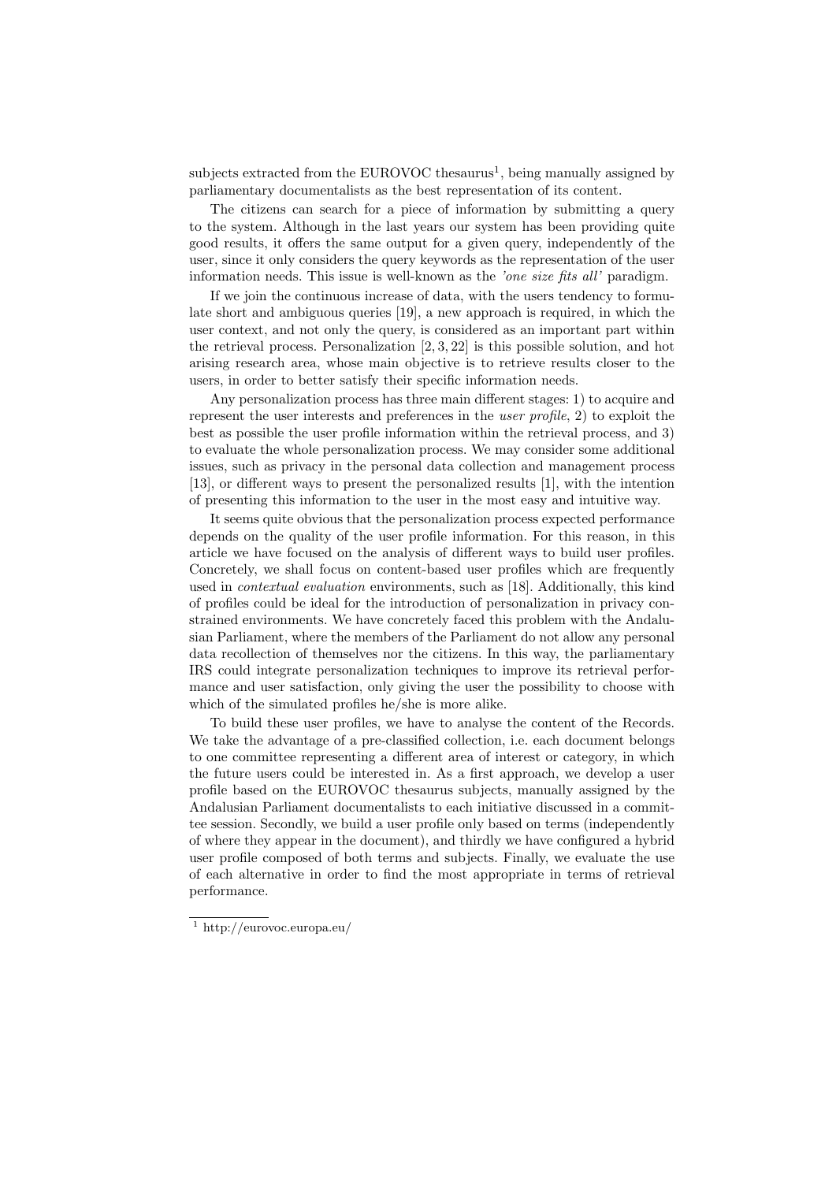subjects extracted from the EUROVOC thesaurus[1], being manually assigned by parliamentary documentalists as the best representation of its content.

The citizens can search for a piece of information by submitting a query to the system. Although in the last years our system has been providing quite good results, it offers the same output for a given query, independently of the user, since it only considers the query keywords as the representation of the user information needs. This issue is well-known as the *'one size fits all'* paradigm.

If we join the continuous increase of data, with the users tendency to formulate short and ambiguous queries [19], a new approach is required, in which the user context, and not only the query, is considered as an important part within the retrieval process. Personalization [2, 3, 22] is this possible solution, and hot arising research area, whose main objective is to retrieve results closer to the users, in order to better satisfy their specific information needs.

Any personalization process has three main different stages: 1) to acquire and represent the user interests and preferences in the *user profile*, 2) to exploit the best as possible the user profile information within the retrieval process, and 3) to evaluate the whole personalization process. We may consider some additional issues, such as privacy in the personal data collection and management process [13], or different ways to present the personalized results [1], with the intention of presenting this information to the user in the most easy and intuitive way.

It seems quite obvious that the personalization process expected performance depends on the quality of the user profile information. For this reason, in this article we have focused on the analysis of different ways to build user profiles. Concretely, we shall focus on content-based user profiles which are frequently used in *contextual evaluation* environments, such as [18]. Additionally, this kind of profiles could be ideal for the introduction of personalization in privacy constrained environments. We have concretely faced this problem with the Andalusian Parliament, where the members of the Parliament do not allow any personal data recollection of themselves nor the citizens. In this way, the parliamentary IRS could integrate personalization techniques to improve its retrieval performance and user satisfaction, only giving the user the possibility to choose with which of the simulated profiles he/she is more alike.

To build these user profiles, we have to analyse the content of the Records. We take the advantage of a pre-classified collection, i.e. each document belongs to one committee representing a different area of interest or category, in which the future users could be interested in. As a first approach, we develop a user profile based on the EUROVOC thesaurus subjects, manually assigned by the Andalusian Parliament documentalists to each initiative discussed in a committee session. Secondly, we build a user profile only based on terms (independently of where they appear in the document), and thirdly we have configured a hybrid user profile composed of both terms and subjects. Finally, we evaluate the use of each alternative in order to find the most appropriate in terms of retrieval performance.

[1] http://eurovoc.europa.eu/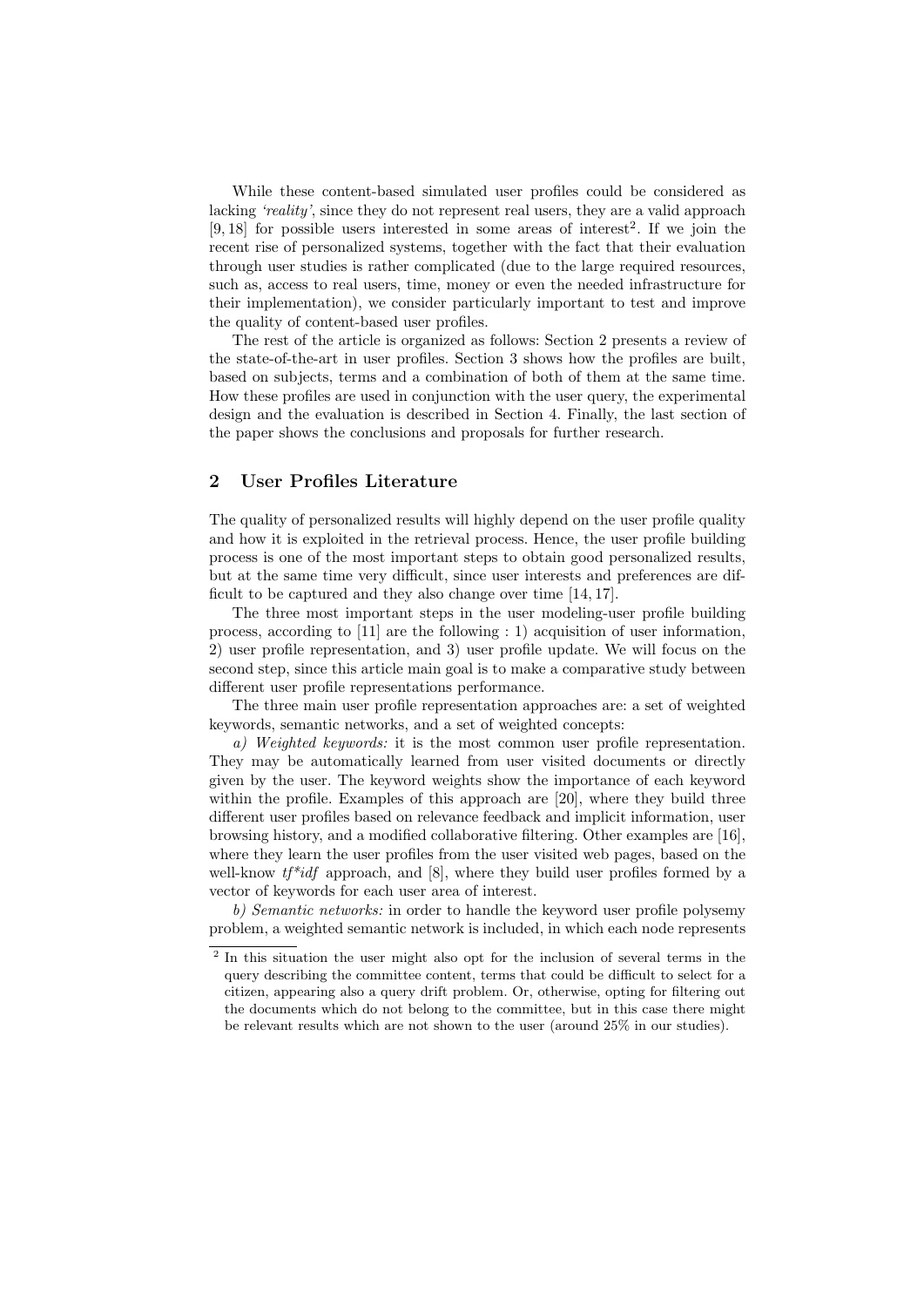While these content-based simulated user profiles could be considered as lacking *'reality'*, since they do not represent real users, they are a valid approach [9, 18] for possible users interested in some areas of interest[2]. If we join the recent rise of personalized systems, together with the fact that their evaluation through user studies is rather complicated (due to the large required resources, such as, access to real users, time, money or even the needed infrastructure for their implementation), we consider particularly important to test and improve the quality of content-based user profiles.

The rest of the article is organized as follows: Section 2 presents a review of the state-of-the-art in user profiles. Section 3 shows how the profiles are built, based on subjects, terms and a combination of both of them at the same time. How these profiles are used in conjunction with the user query, the experimental design and the evaluation is described in Section 4. Finally, the last section of the paper shows the conclusions and proposals for further research.

## 2 User Profiles Literature

The quality of personalized results will highly depend on the user profile quality and how it is exploited in the retrieval process. Hence, the user profile building process is one of the most important steps to obtain good personalized results, but at the same time very difficult, since user interests and preferences are difficult to be captured and they also change over time [14, 17].

The three most important steps in the user modeling-user profile building process, according to [11] are the following : 1) acquisition of user information, 2) user profile representation, and 3) user profile update. We will focus on the second step, since this article main goal is to make a comparative study between different user profile representations performance.

The three main user profile representation approaches are: a set of weighted keywords, semantic networks, and a set of weighted concepts:

*a) Weighted keywords:* it is the most common user profile representation. They may be automatically learned from user visited documents or directly given by the user. The keyword weights show the importance of each keyword within the profile. Examples of this approach are [20], where they build three different user profiles based on relevance feedback and implicit information, user browsing history, and a modified collaborative filtering. Other examples are [16], where they learn the user profiles from the user visited web pages, based on the well-know *tf\*idf* approach, and [8], where they build user profiles formed by a vector of keywords for each user area of interest.

*b) Semantic networks:* in order to handle the keyword user profile polysemy problem, a weighted semantic network is included, in which each node represents

[2] In this situation the user might also opt for the inclusion of several terms in the query describing the committee content, terms that could be difficult to select for a citizen, appearing also a query drift problem. Or, otherwise, opting for filtering out the documents which do not belong to the committee, but in this case there might be relevant results which are not shown to the user (around 25% in our studies).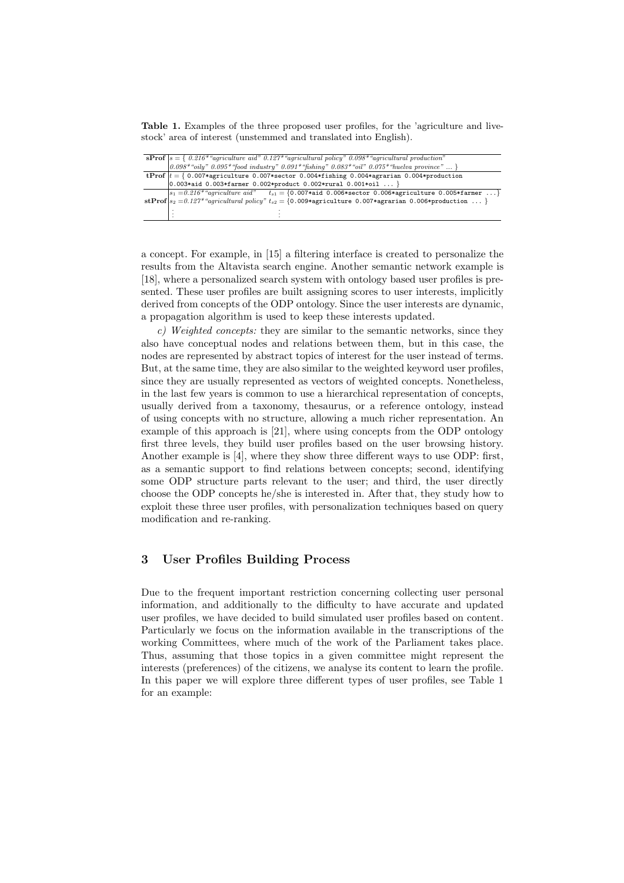**Table 1.** Examples of the three proposed user profiles, for the 'agriculture and livestock' area of interest (unstemmed and translated into English).

| | |
|---|---|
| **sProf** | $s$ = { *0.216\*"agriculture aid" 0.127\*"agricultural policy" 0.098\*"agricultural production" 0.098\*"oily" 0.095\*"food industry" 0.091\*"fishing" 0.083\*"oil" 0.075\*"huelva province"* ... } |
| **tProf** | $t$ = { 0.007\*agriculture 0.007\*sector 0.004\*fishing 0.004\*agrarian 0.004\*production 0.003\*aid 0.003\*farmer 0.002\*product 0.002\*rural 0.001\*oil ... } |
| **stProf** | $s_1$ =*0.216\*"agriculture aid"* $t_{s1}$ = {0.007\*aid 0.006\*sector 0.006\*agriculture 0.005\*farmer ...} <br> $s_2$ =*0.127\*"agricultural policy"* $t_{s2}$ = {0.009\*agriculture 0.007\*agrarian 0.006\*production ... } <br> ⋮ ⋮ |

a concept. For example, in [15] a filtering interface is created to personalize the results from the Altavista search engine. Another semantic network example is [18], where a personalized search system with ontology based user profiles is presented. These user profiles are built assigning scores to user interests, implicitly derived from concepts of the ODP ontology. Since the user interests are dynamic, a propagation algorithm is used to keep these interests updated.

*c) Weighted concepts:* they are similar to the semantic networks, since they also have conceptual nodes and relations between them, but in this case, the nodes are represented by abstract topics of interest for the user instead of terms. But, at the same time, they are also similar to the weighted keyword user profiles, since they are usually represented as vectors of weighted concepts. Nonetheless, in the last few years is common to use a hierarchical representation of concepts, usually derived from a taxonomy, thesaurus, or a reference ontology, instead of using concepts with no structure, allowing a much richer representation. An example of this approach is [21], where using concepts from the ODP ontology first three levels, they build user profiles based on the user browsing history. Another example is [4], where they show three different ways to use ODP: first, as a semantic support to find relations between concepts; second, identifying some ODP structure parts relevant to the user; and third, the user directly choose the ODP concepts he/she is interested in. After that, they study how to exploit these three user profiles, with personalization techniques based on query modification and re-ranking.

## 3 User Profiles Building Process

Due to the frequent important restriction concerning collecting user personal information, and additionally to the difficulty to have accurate and updated user profiles, we have decided to build simulated user profiles based on content. Particularly we focus on the information available in the transcriptions of the working Committees, where much of the work of the Parliament takes place. Thus, assuming that those topics in a given committee might represent the interests (preferences) of the citizens, we analyse its content to learn the profile. In this paper we will explore three different types of user profiles, see Table 1 for an example: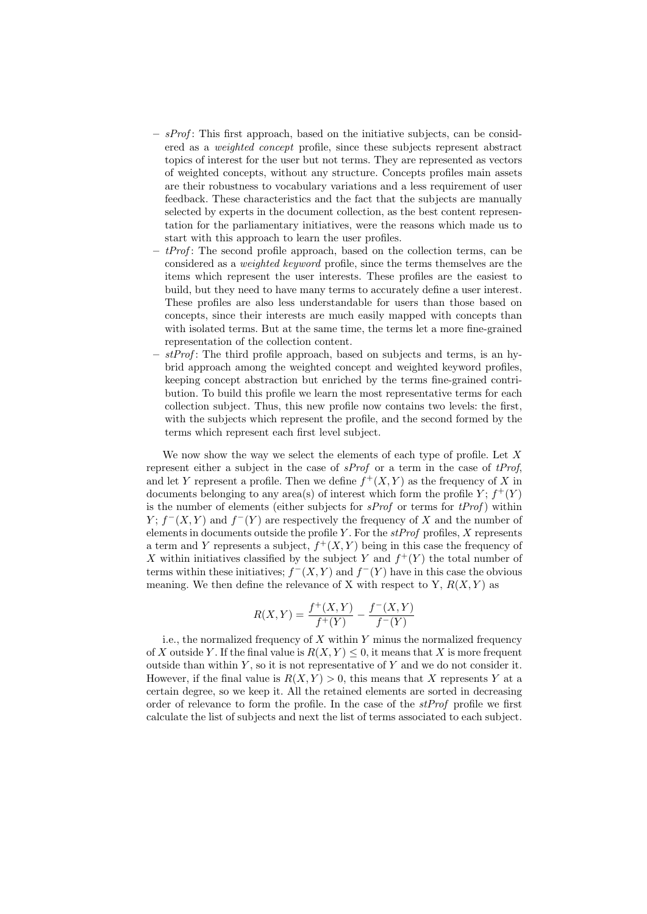- *sProf*: This first approach, based on the initiative subjects, can be considered as a *weighted concept* profile, since these subjects represent abstract topics of interest for the user but not terms. They are represented as vectors of weighted concepts, without any structure. Concepts profiles main assets are their robustness to vocabulary variations and a less requirement of user feedback. These characteristics and the fact that the subjects are manually selected by experts in the document collection, as the best content representation for the parliamentary initiatives, were the reasons which made us to start with this approach to learn the user profiles.
- *tProf*: The second profile approach, based on the collection terms, can be considered as a *weighted keyword* profile, since the terms themselves are the items which represent the user interests. These profiles are the easiest to build, but they need to have many terms to accurately define a user interest. These profiles are also less understandable for users than those based on concepts, since their interests are much easily mapped with concepts than with isolated terms. But at the same time, the terms let a more fine-grained representation of the collection content.
- *stProf*: The third profile approach, based on subjects and terms, is an hybrid approach among the weighted concept and weighted keyword profiles, keeping concept abstraction but enriched by the terms fine-grained contribution. To build this profile we learn the most representative terms for each collection subject. Thus, this new profile now contains two levels: the first, with the subjects which represent the profile, and the second formed by the terms which represent each first level subject.

We now show the way we select the elements of each type of profile. Let $X$ represent either a subject in the case of *sProf* or a term in the case of *tProf*, and let $Y$ represent a profile. Then we define $f^+(X, Y)$ as the frequency of $X$ in documents belonging to any area(s) of interest which form the profile $Y$; $f^+(Y)$ is the number of elements (either subjects for *sProf* or terms for *tProf*) within $Y$; $f^-(X, Y)$ and $f^-(Y)$ are respectively the frequency of $X$ and the number of elements in documents outside the profile $Y$. For the *stProf* profiles, $X$ represents a term and $Y$ represents a subject, $f^+(X, Y)$ being in this case the frequency of $X$ within initiatives classified by the subject $Y$ and $f^+(Y)$ the total number of terms within these initiatives; $f^-(X, Y)$ and $f^-(Y)$ have in this case the obvious meaning. We then define the relevance of X with respect to Y, $R(X, Y)$ as

$$R(X, Y) = \frac{f^+(X, Y)}{f^+(Y)} - \frac{f^-(X, Y)}{f^-(Y)}$$

i.e., the normalized frequency of $X$ within $Y$ minus the normalized frequency of $X$ outside $Y$. If the final value is $R(X, Y) \leq 0$, it means that $X$ is more frequent outside than within $Y$, so it is not representative of $Y$ and we do not consider it. However, if the final value is $R(X, Y) > 0$, this means that $X$ represents $Y$ at a certain degree, so we keep it. All the retained elements are sorted in decreasing order of relevance to form the profile. In the case of the *stProf* profile we first calculate the list of subjects and next the list of terms associated to each subject.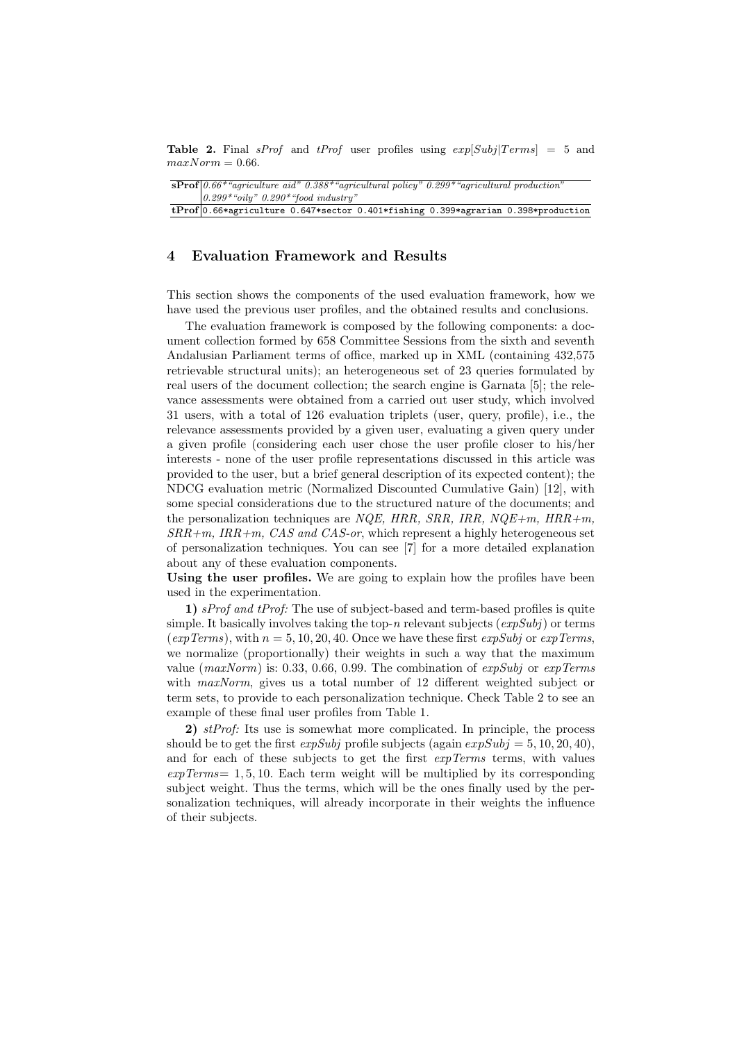**Table 2.** Final *sProf* and *tProf* user profiles using $exp[Subj|Terms] = 5$ and $maxNorm = 0.66$.

| | |
|---|---|
| **sProf** | *0.66*"agriculture aid" 0.388*"agricultural policy" 0.299*"agricultural production" 0.299*"oily" 0.290*"food industry"* |
| **tProf** | 0.66*agriculture 0.647*sector 0.401*fishing 0.399*agrarian 0.398*production |

## 4 Evaluation Framework and Results

This section shows the components of the used evaluation framework, how we have used the previous user profiles, and the obtained results and conclusions.

The evaluation framework is composed by the following components: a document collection formed by 658 Committee Sessions from the sixth and seventh Andalusian Parliament terms of office, marked up in XML (containing 432,575 retrievable structural units); an heterogeneous set of 23 queries formulated by real users of the document collection; the search engine is Garnata [5]; the relevance assessments were obtained from a carried out user study, which involved 31 users, with a total of 126 evaluation triplets (user, query, profile), i.e., the relevance assessments provided by a given user, evaluating a given query under a given profile (considering each user chose the user profile closer to his/her interests - none of the user profile representations discussed in this article was provided to the user, but a brief general description of its expected content); the NDCG evaluation metric (Normalized Discounted Cumulative Gain) [12], with some special considerations due to the structured nature of the documents; and the personalization techniques are *NQE, HRR, SRR, IRR, NQE+m, HRR+m, SRR+m, IRR+m, CAS and CAS-or*, which represent a highly heterogeneous set of personalization techniques. You can see [7] for a more detailed explanation about any of these evaluation components.

**Using the user profiles.** We are going to explain how the profiles have been used in the experimentation.

**1)** *sProf and tProf:* The use of subject-based and term-based profiles is quite simple. It basically involves taking the top-$n$ relevant subjects (*expSubj*) or terms (*expTerms*), with $n = 5, 10, 20, 40$. Once we have these first *expSubj* or *expTerms*, we normalize (proportionally) their weights in such a way that the maximum value (*maxNorm*) is: 0.33, 0.66, 0.99. The combination of *expSubj* or *expTerms* with *maxNorm*, gives us a total number of 12 different weighted subject or term sets, to provide to each personalization technique. Check Table 2 to see an example of these final user profiles from Table 1.

**2)** *stProf:* Its use is somewhat more complicated. In principle, the process should be to get the first *expSubj* profile subjects (again $expSubj = 5, 10, 20, 40$), and for each of these subjects to get the first *expTerms* terms, with values $expTerms = 1, 5, 10$. Each term weight will be multiplied by its corresponding subject weight. Thus the terms, which will be the ones finally used by the personalization techniques, will already incorporate in their weights the influence of their subjects.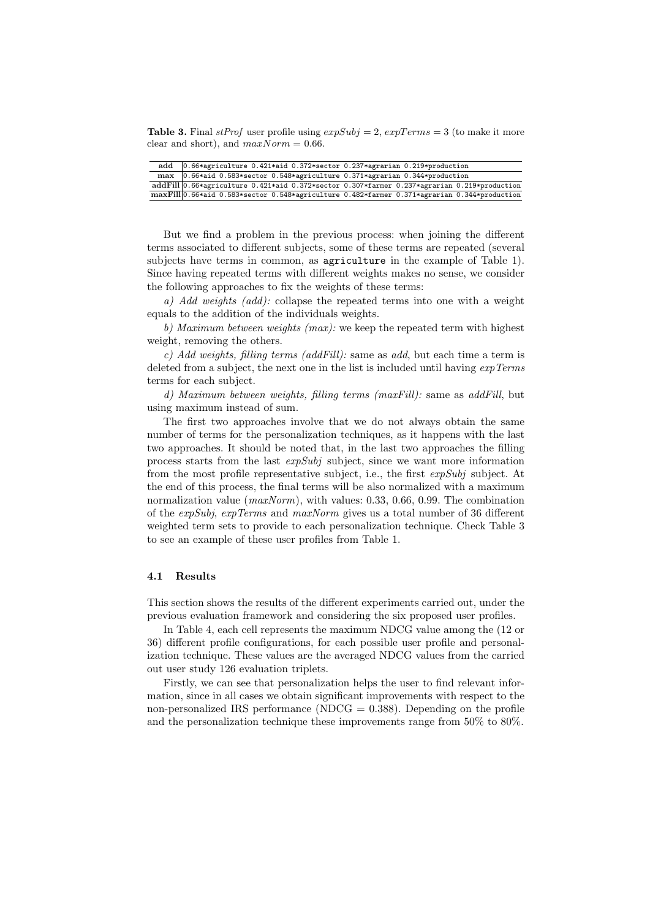**Table 3.** Final *stProf* user profile using $expSubj = 2$, $expTerms = 3$ (to make it more clear and short), and $maxNorm = 0.66$.

| | |
|---|---|
| **add** | 0.66*agriculture 0.421*aid 0.372*sector 0.237*agrarian 0.219*production |
| **max** | 0.66*aid 0.583*sector 0.548*agriculture 0.371*agrarian 0.344*production |
| **addFill** | 0.66*agriculture 0.421*aid 0.372*sector 0.307*farmer 0.237*agrarian 0.219*production |
| **maxFill** | 0.66*aid 0.583*sector 0.548*agriculture 0.482*farmer 0.371*agrarian 0.344*production |

But we find a problem in the previous process: when joining the different terms associated to different subjects, some of these terms are repeated (several subjects have terms in common, as `agriculture` in the example of Table 1). Since having repeated terms with different weights makes no sense, we consider the following approaches to fix the weights of these terms:

*a) Add weights (add):* collapse the repeated terms into one with a weight equals to the addition of the individuals weights.

*b) Maximum between weights (max):* we keep the repeated term with highest weight, removing the others.

*c) Add weights, filling terms (addFill):* same as *add*, but each time a term is deleted from a subject, the next one in the list is included until having *expTerms* terms for each subject.

*d) Maximum between weights, filling terms (maxFill):* same as *addFill*, but using maximum instead of sum.

The first two approaches involve that we do not always obtain the same number of terms for the personalization techniques, as it happens with the last two approaches. It should be noted that, in the last two approaches the filling process starts from the last *expSubj* subject, since we want more information from the most profile representative subject, i.e., the first *expSubj* subject. At the end of this process, the final terms will be also normalized with a maximum normalization value (*maxNorm*), with values: 0.33, 0.66, 0.99. The combination of the *expSubj*, *expTerms* and *maxNorm* gives us a total number of 36 different weighted term sets to provide to each personalization technique. Check Table 3 to see an example of these user profiles from Table 1.

### 4.1 Results

This section shows the results of the different experiments carried out, under the previous evaluation framework and considering the six proposed user profiles.

In Table 4, each cell represents the maximum NDCG value among the (12 or 36) different profile configurations, for each possible user profile and personalization technique. These values are the averaged NDCG values from the carried out user study 126 evaluation triplets.

Firstly, we can see that personalization helps the user to find relevant information, since in all cases we obtain significant improvements with respect to the non-personalized IRS performance (NDCG = 0.388). Depending on the profile and the personalization technique these improvements range from 50% to 80%.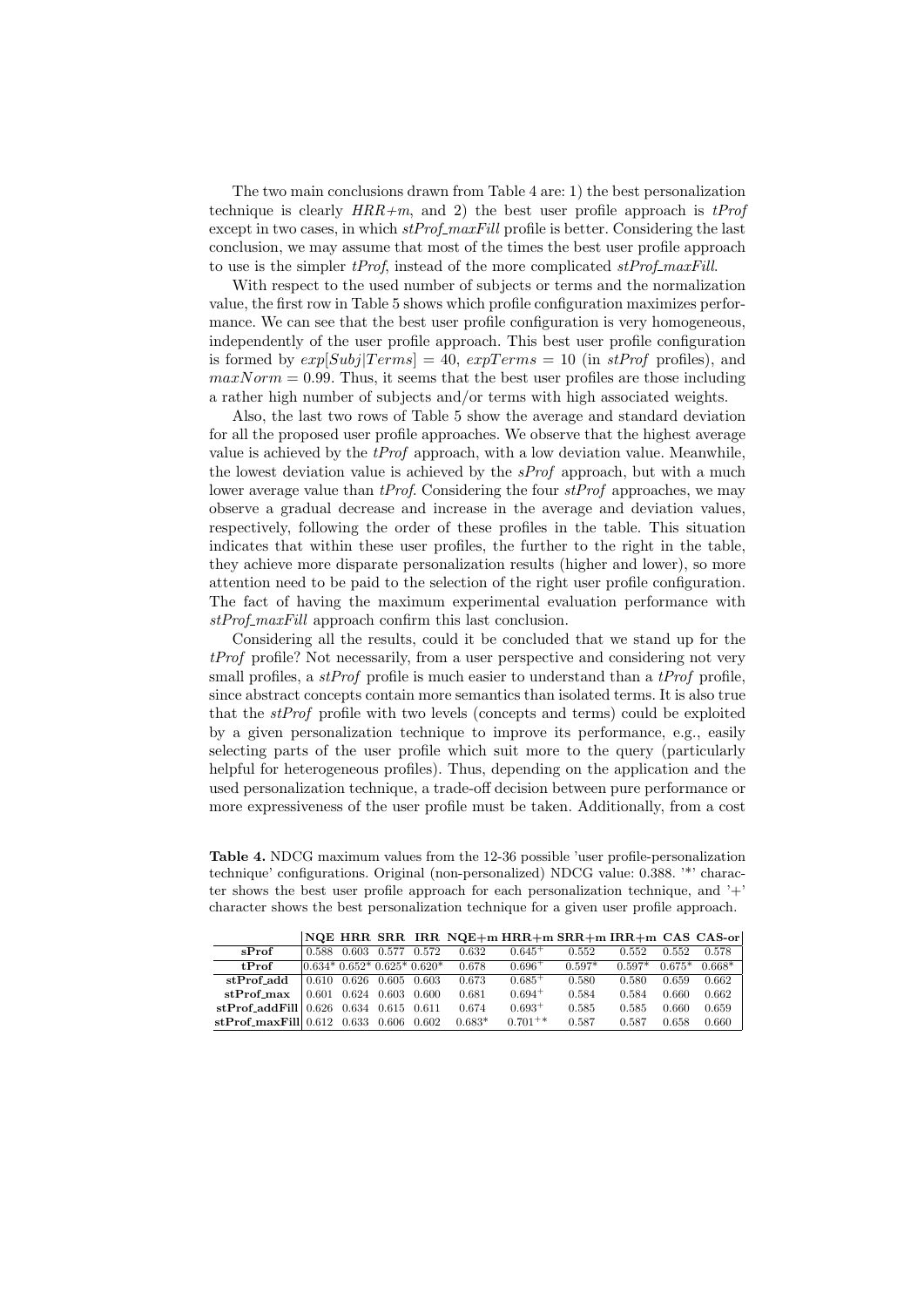The two main conclusions drawn from Table 4 are: 1) the best personalization technique is clearly *HRR+m*, and 2) the best user profile approach is *tProf* except in two cases, in which *stProf_maxFill* profile is better. Considering the last conclusion, we may assume that most of the times the best user profile approach to use is the simpler *tProf*, instead of the more complicated *stProf_maxFill*.

With respect to the used number of subjects or terms and the normalization value, the first row in Table 5 shows which profile configuration maximizes performance. We can see that the best user profile configuration is very homogeneous, independently of the user profile approach. This best user profile configuration is formed by $exp[Subj|Terms] = 40$, $expTerms = 10$ (in *stProf* profiles), and $maxNorm = 0.99$. Thus, it seems that the best user profiles are those including a rather high number of subjects and/or terms with high associated weights.

Also, the last two rows of Table 5 show the average and standard deviation for all the proposed user profile approaches. We observe that the highest average value is achieved by the *tProf* approach, with a low deviation value. Meanwhile, the lowest deviation value is achieved by the *sProf* approach, but with a much lower average value than *tProf*. Considering the four *stProf* approaches, we may observe a gradual decrease and increase in the average and deviation values, respectively, following the order of these profiles in the table. This situation indicates that within these user profiles, the further to the right in the table, they achieve more disparate personalization results (higher and lower), so more attention need to be paid to the selection of the right user profile configuration. The fact of having the maximum experimental evaluation performance with *stProf_maxFill* approach confirm this last conclusion.

Considering all the results, could it be concluded that we stand up for the *tProf* profile? Not necessarily, from a user perspective and considering not very small profiles, a *stProf* profile is much easier to understand than a *tProf* profile, since abstract concepts contain more semantics than isolated terms. It is also true that the *stProf* profile with two levels (concepts and terms) could be exploited by a given personalization technique to improve its performance, e.g., easily selecting parts of the user profile which suit more to the query (particularly helpful for heterogeneous profiles). Thus, depending on the application and the used personalization technique, a trade-off decision between pure performance or more expressiveness of the user profile must be taken. Additionally, from a cost

**Table 4.** NDCG maximum values from the 12-36 possible 'user profile-personalization technique' configurations. Original (non-personalized) NDCG value: 0.388. '*' character shows the best user profile approach for each personalization technique, and '+' character shows the best personalization technique for a given user profile approach.

| | NQE | HRR | SRR | IRR | NQE+m | HRR+m | SRR+m | IRR+m | CAS | CAS-or |
|---|---|---|---|---|---|---|---|---|---|---|
| **sProf** | 0.588 | 0.603 | 0.577 | 0.572 | 0.632 | 0.645$^{+}$ | 0.552 | 0.552 | 0.552 | 0.578 |
| **tProf** | 0.634* | 0.652* | 0.625* | 0.620* | 0.678 | 0.696$^{+}$ | 0.597* | 0.597* | 0.675* | 0.668* |
| **stProf_add** | 0.610 | 0.626 | 0.605 | 0.603 | 0.673 | 0.685$^{+}$ | 0.580 | 0.580 | 0.659 | 0.662 |
| **stProf_max** | 0.601 | 0.624 | 0.603 | 0.600 | 0.681 | 0.694$^{+}$ | 0.584 | 0.584 | 0.660 | 0.662 |
| **stProf_addFill** | 0.626 | 0.634 | 0.615 | 0.611 | 0.674 | 0.693$^{+}$ | 0.585 | 0.585 | 0.660 | 0.659 |
| **stProf_maxFill** | 0.612 | 0.633 | 0.606 | 0.602 | 0.683* | 0.701$^{+}$* | 0.587 | 0.587 | 0.658 | 0.660 |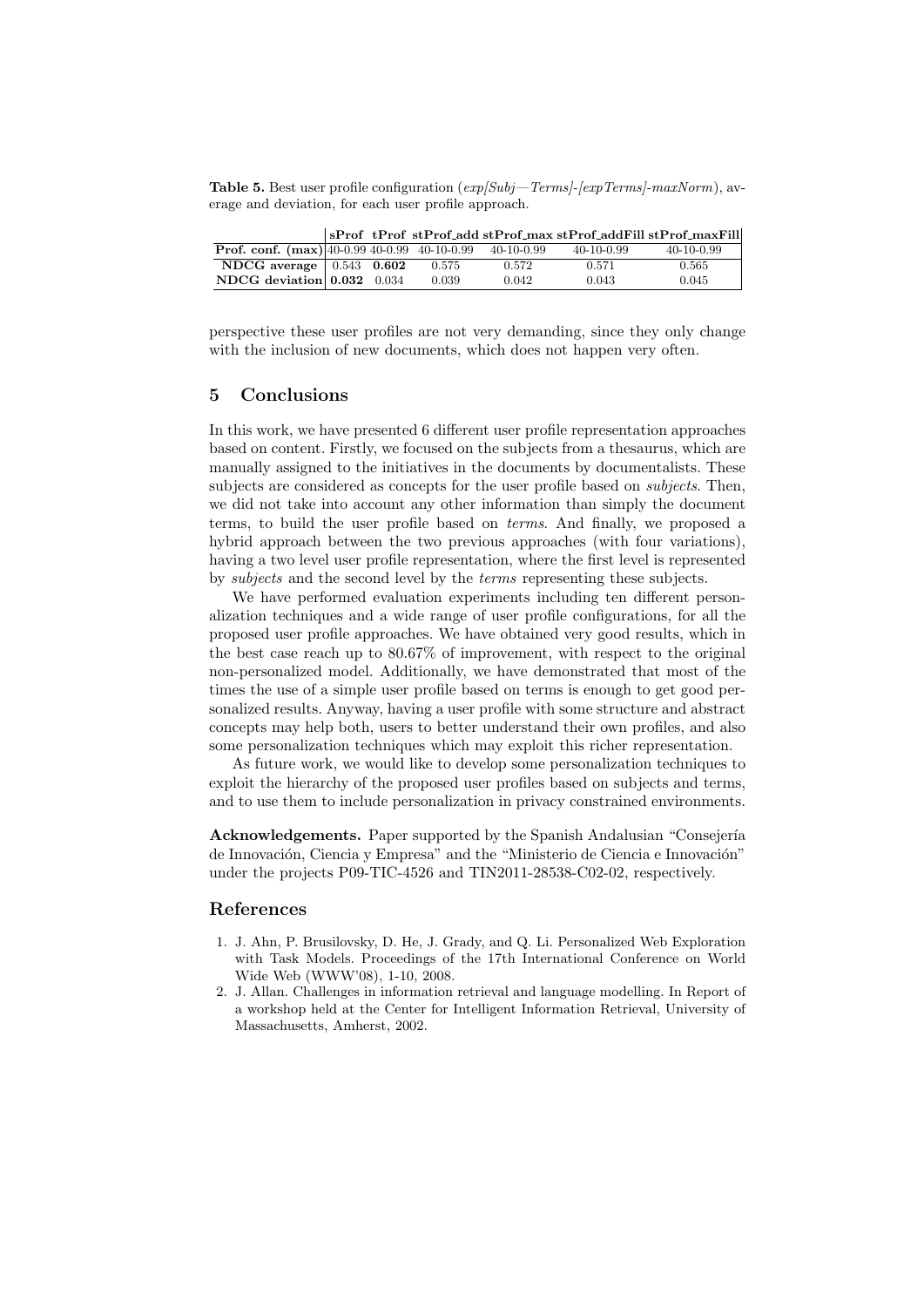**Table 5.** Best user profile configuration (*exp[Subj—Terms]-[expTerms]-maxNorm*), average and deviation, for each user profile approach.

| | **sProf** | **tProf** | **stProf_add** | **stProf_max** | **stProf_addFill** | **stProf_maxFill** |
|---|---|---|---|---|---|---|
| **Prof. conf. (max)** | 40-0.99 | 40-0.99 | 40-10-0.99 | 40-10-0.99 | 40-10-0.99 | 40-10-0.99 |
| **NDCG average** | 0.543 | **0.602** | 0.575 | 0.572 | 0.571 | 0.565 |
| **NDCG deviation** | **0.032** | 0.034 | 0.039 | 0.042 | 0.043 | 0.045 |

perspective these user profiles are not very demanding, since they only change with the inclusion of new documents, which does not happen very often.

## 5 Conclusions

In this work, we have presented 6 different user profile representation approaches based on content. Firstly, we focused on the subjects from a thesaurus, which are manually assigned to the initiatives in the documents by documentalists. These subjects are considered as concepts for the user profile based on *subjects*. Then, we did not take into account any other information than simply the document terms, to build the user profile based on *terms*. And finally, we proposed a hybrid approach between the two previous approaches (with four variations), having a two level user profile representation, where the first level is represented by *subjects* and the second level by the *terms* representing these subjects.

We have performed evaluation experiments including ten different personalization techniques and a wide range of user profile configurations, for all the proposed user profile approaches. We have obtained very good results, which in the best case reach up to 80.67% of improvement, with respect to the original non-personalized model. Additionally, we have demonstrated that most of the times the use of a simple user profile based on terms is enough to get good personalized results. Anyway, having a user profile with some structure and abstract concepts may help both, users to better understand their own profiles, and also some personalization techniques which may exploit this richer representation.

As future work, we would like to develop some personalization techniques to exploit the hierarchy of the proposed user profiles based on subjects and terms, and to use them to include personalization in privacy constrained environments.

**Acknowledgements.** Paper supported by the Spanish Andalusian "Consejería de Innovación, Ciencia y Empresa" and the "Ministerio de Ciencia e Innovación" under the projects P09-TIC-4526 and TIN2011-28538-C02-02, respectively.

## References

1. J. Ahn, P. Brusilovsky, D. He, J. Grady, and Q. Li. Personalized Web Exploration with Task Models. Proceedings of the 17th International Conference on World Wide Web (WWW'08), 1-10, 2008.
2. J. Allan. Challenges in information retrieval and language modelling. In Report of a workshop held at the Center for Intelligent Information Retrieval, University of Massachusetts, Amherst, 2002.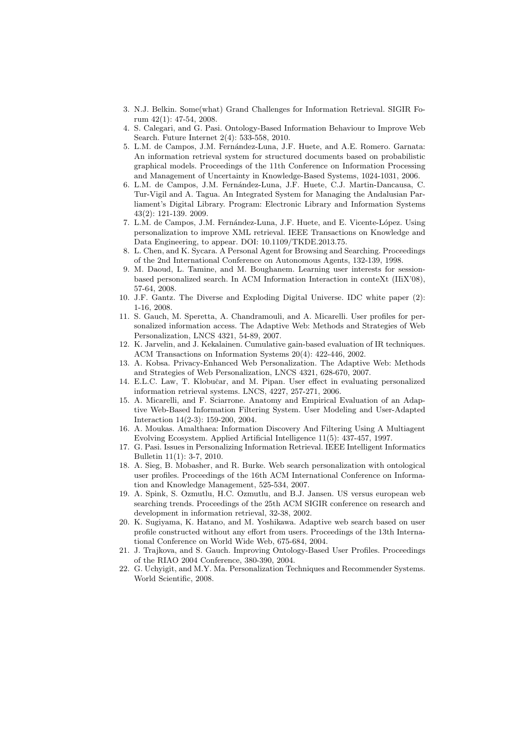3. N.J. Belkin. Some(what) Grand Challenges for Information Retrieval. SIGIR Forum 42(1): 47-54, 2008.
4. S. Calegari, and G. Pasi. Ontology-Based Information Behaviour to Improve Web Search. Future Internet 2(4): 533-558, 2010.
5. L.M. de Campos, J.M. Fernández-Luna, J.F. Huete, and A.E. Romero. Garnata: An information retrieval system for structured documents based on probabilistic graphical models. Proceedings of the 11th Conference on Information Processing and Management of Uncertainty in Knowledge-Based Systems, 1024-1031, 2006.
6. L.M. de Campos, J.M. Fernández-Luna, J.F. Huete, C.J. Martin-Dancausa, C. Tur-Vigil and A. Tagua. An Integrated System for Managing the Andalusian Parliament's Digital Library. Program: Electronic Library and Information Systems 43(2): 121-139. 2009.
7. L.M. de Campos, J.M. Fernández-Luna, J.F. Huete, and E. Vicente-López. Using personalization to improve XML retrieval. IEEE Transactions on Knowledge and Data Engineering, to appear. DOI: 10.1109/TKDE.2013.75.
8. L. Chen, and K. Sycara. A Personal Agent for Browsing and Searching. Proceedings of the 2nd International Conference on Autonomous Agents, 132-139, 1998.
9. M. Daoud, L. Tamine, and M. Boughanem. Learning user interests for session-based personalized search. In ACM Information Interaction in conteXt (IIiX'08), 57-64, 2008.
10. J.F. Gantz. The Diverse and Exploding Digital Universe. IDC white paper (2): 1-16, 2008.
11. S. Gauch, M. Speretta, A. Chandramouli, and A. Micarelli. User profiles for personalized information access. The Adaptive Web: Methods and Strategies of Web Personalization, LNCS 4321, 54-89, 2007.
12. K. Jarvelin, and J. Kekalainen. Cumulative gain-based evaluation of IR techniques. ACM Transactions on Information Systems 20(4): 422-446, 2002.
13. A. Kobsa. Privacy-Enhanced Web Personalization. The Adaptive Web: Methods and Strategies of Web Personalization, LNCS 4321, 628-670, 2007.
14. E.L.C. Law, T. Klobučar, and M. Pipan. User effect in evaluating personalized information retrieval systems. LNCS, 4227, 257-271, 2006.
15. A. Micarelli, and F. Sciarrone. Anatomy and Empirical Evaluation of an Adaptive Web-Based Information Filtering System. User Modeling and User-Adapted Interaction 14(2-3): 159-200, 2004.
16. A. Moukas. Amalthaea: Information Discovery And Filtering Using A Multiagent Evolving Ecosystem. Applied Artificial Intelligence 11(5): 437-457, 1997.
17. G. Pasi. Issues in Personalizing Information Retrieval. IEEE Intelligent Informatics Bulletin 11(1): 3-7, 2010.
18. A. Sieg, B. Mobasher, and R. Burke. Web search personalization with ontological user profiles. Proceedings of the 16th ACM International Conference on Information and Knowledge Management, 525-534, 2007.
19. A. Spink, S. Ozmutlu, H.C. Ozmutlu, and B.J. Jansen. US versus european web searching trends. Proceedings of the 25th ACM SIGIR conference on research and development in information retrieval, 32-38, 2002.
20. K. Sugiyama, K. Hatano, and M. Yoshikawa. Adaptive web search based on user profile constructed without any effort from users. Proceedings of the 13th International Conference on World Wide Web, 675-684, 2004.
21. J. Trajkova, and S. Gauch. Improving Ontology-Based User Profiles. Proceedings of the RIAO 2004 Conference, 380-390, 2004.
22. G. Uchyigit, and M.Y. Ma. Personalization Techniques and Recommender Systems. World Scientific, 2008.